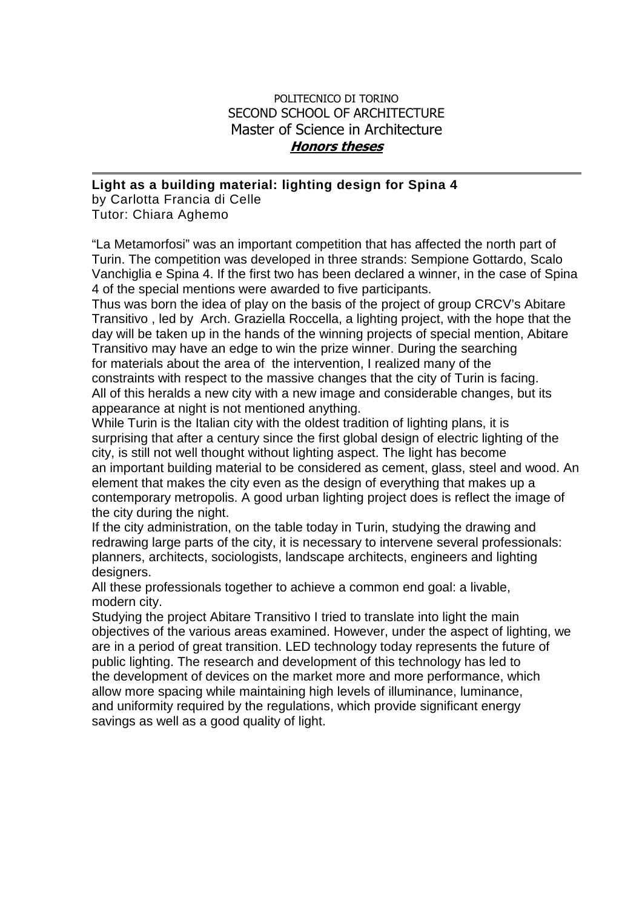POLITECNICO DI TORINO
SECOND SCHOOL OF ARCHITECTURE
Master of Science in Architecture
***Honors theses***

---

**Light as a building material: lighting design for Spina 4**
by Carlotta Francia di Celle
Tutor: Chiara Aghemo

"La Metamorfosi" was an important competition that has affected the north part of Turin. The competition was developed in three strands: Sempione Gottardo, Scalo Vanchiglia e Spina 4. If the first two has been declared a winner, in the case of Spina 4 of the special mentions were awarded to five participants.
Thus was born the idea of play on the basis of the project of group CRCV's Abitare Transitivo , led by Arch. Graziella Roccella, a lighting project, with the hope that the day will be taken up in the hands of the winning projects of special mention, Abitare Transitivo may have an edge to win the prize winner. During the searching for materials about the area of the intervention, I realized many of the constraints with respect to the massive changes that the city of Turin is facing. All of this heralds a new city with a new image and considerable changes, but its appearance at night is not mentioned anything.
While Turin is the Italian city with the oldest tradition of lighting plans, it is surprising that after a century since the first global design of electric lighting of the city, is still not well thought without lighting aspect. The light has become an important building material to be considered as cement, glass, steel and wood. An element that makes the city even as the design of everything that makes up a contemporary metropolis. A good urban lighting project does is reflect the image of the city during the night.
If the city administration, on the table today in Turin, studying the drawing and redrawing large parts of the city, it is necessary to intervene several professionals: planners, architects, sociologists, landscape architects, engineers and lighting designers.
All these professionals together to achieve a common end goal: a livable, modern city.
Studying the project Abitare Transitivo I tried to translate into light the main objectives of the various areas examined. However, under the aspect of lighting, we are in a period of great transition. LED technology today represents the future of public lighting. The research and development of this technology has led to the development of devices on the market more and more performance, which allow more spacing while maintaining high levels of illuminance, luminance, and uniformity required by the regulations, which provide significant energy savings as well as a good quality of light.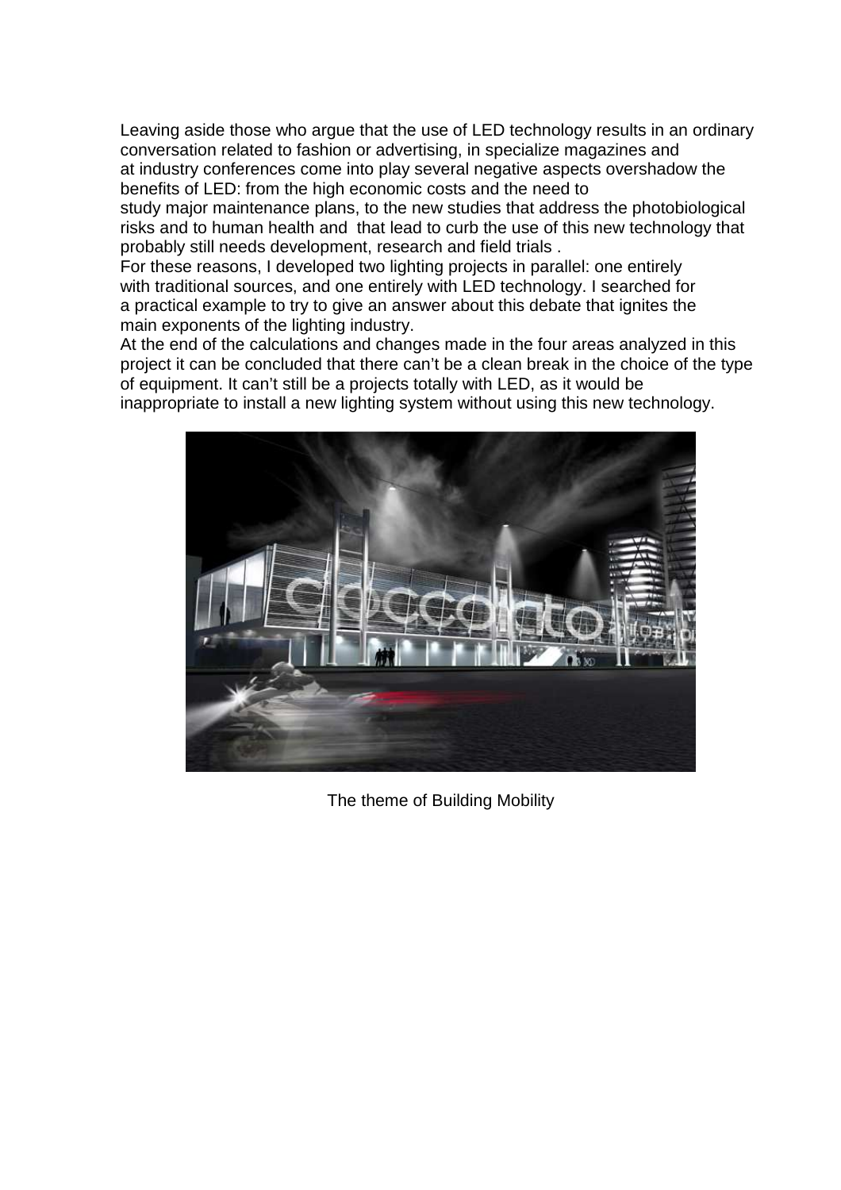Leaving aside those who argue that the use of LED technology results in an ordinary conversation related to fashion or advertising, in specialize magazines and at industry conferences come into play several negative aspects overshadow the benefits of LED: from the high economic costs and the need to study major maintenance plans, to the new studies that address the photobiological risks and to human health and that lead to curb the use of this new technology that probably still needs development, research and field trials .
For these reasons, I developed two lighting projects in parallel: one entirely with traditional sources, and one entirely with LED technology. I searched for a practical example to try to give an answer about this debate that ignites the main exponents of the lighting industry.
At the end of the calculations and changes made in the four areas analyzed in this project it can be concluded that there can't be a clean break in the choice of the type of equipment. It can't still be a projects totally with LED, as it would be inappropriate to install a new lighting system without using this new technology.

The theme of Building Mobility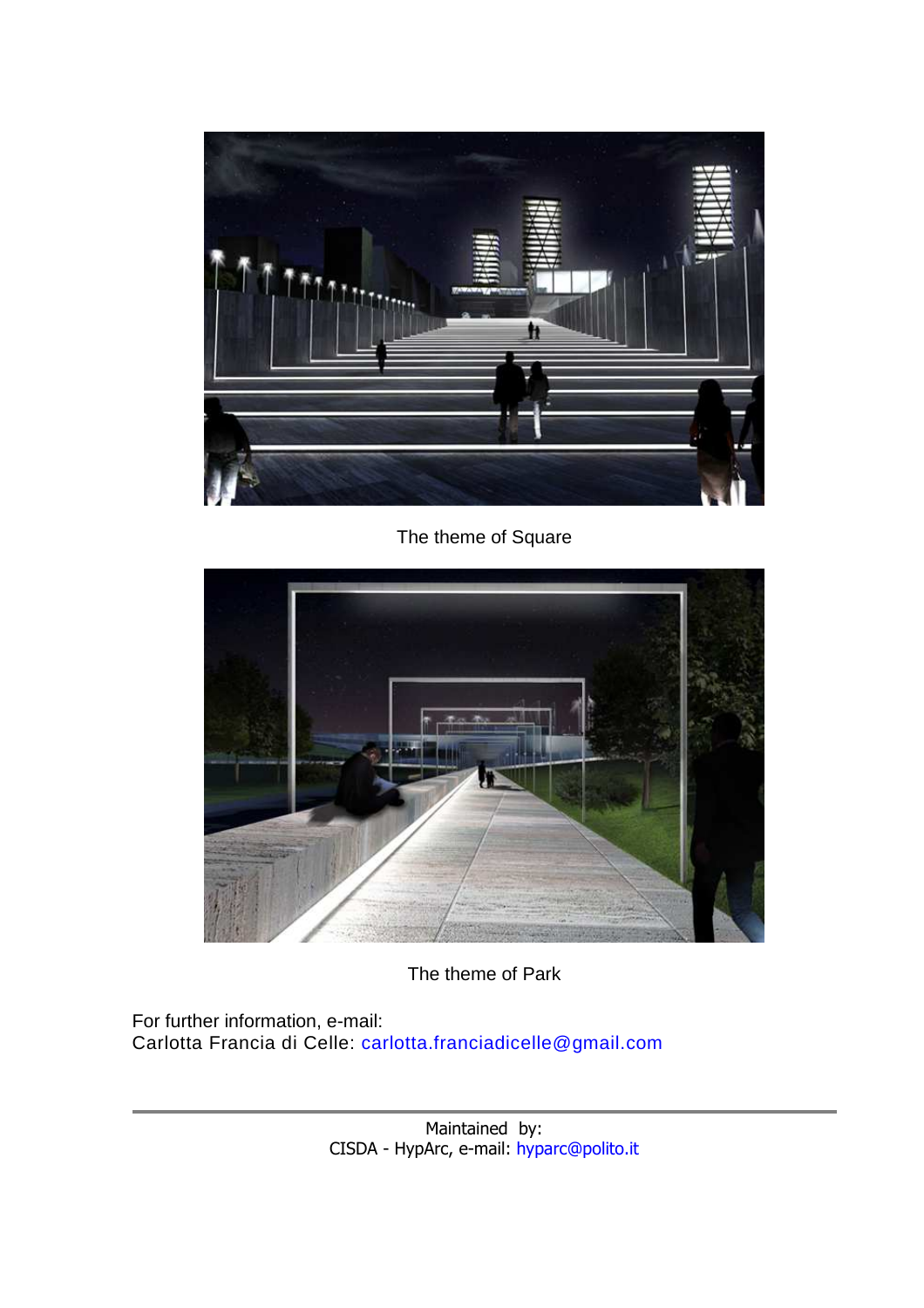The theme of Square

The theme of Park

For further information, e-mail:
Carlotta Francia di Celle: carlotta.franciadicelle@gmail.com

---

Maintained by:
CISDA - HypArc, e-mail: hyparc@polito.it